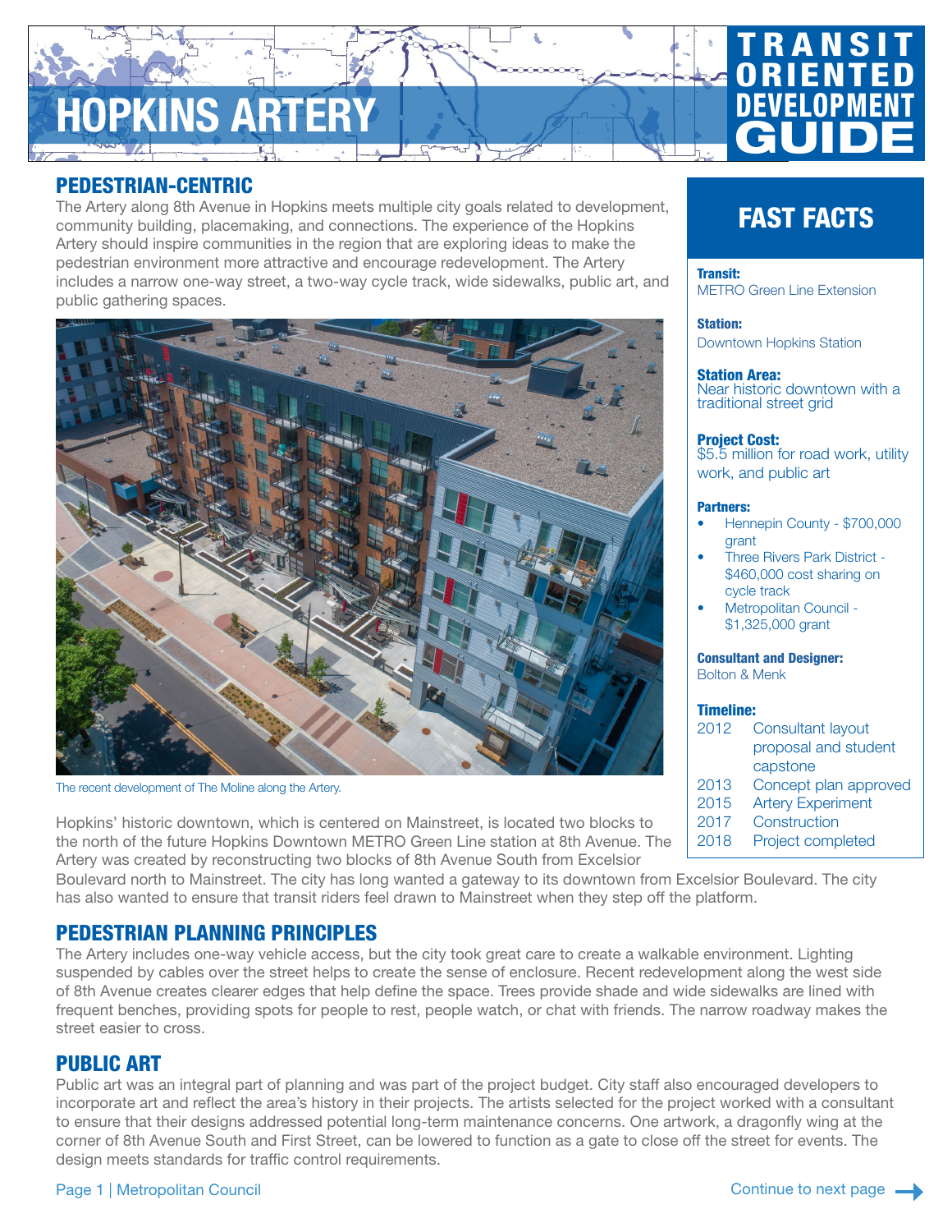# HOPKINS ARTERY

TRANSIT ORIENTED DEVELOPMENT GUIDE

## PEDESTRIAN-CENTRIC

The Artery along 8th Avenue in Hopkins meets multiple city goals related to development, community building, placemaking, and connections. The experience of the Hopkins Artery should inspire communities in the region that are exploring ideas to make the pedestrian environment more attractive and encourage redevelopment. The Artery includes a narrow one-way street, a two-way cycle track, wide sidewalks, public art, and public gathering spaces.

The recent development of The Moline along the Artery.

Hopkins' historic downtown, which is centered on Mainstreet, is located two blocks to the north of the future Hopkins Downtown METRO Green Line station at 8th Avenue. The Artery was created by reconstructing two blocks of 8th Avenue South from Excelsior Boulevard north to Mainstreet. The city has long wanted a gateway to its downtown from Excelsior Boulevard. The city has also wanted to ensure that transit riders feel drawn to Mainstreet when they step off the platform.

## FAST FACTS

**Transit:**
METRO Green Line Extension

**Station:**
Downtown Hopkins Station

**Station Area:**
Near historic downtown with a traditional street grid

**Project Cost:**
$5.5 million for road work, utility work, and public art

**Partners:**
- Hennepin County - $700,000 grant
- Three Rivers Park District - $460,000 cost sharing on cycle track
- Metropolitan Council - $1,325,000 grant

**Consultant and Designer:**
Bolton & Menk

**Timeline:**

| | |
|---|---|
| 2012 | Consultant layout proposal and student capstone |
| 2013 | Concept plan approved |
| 2015 | Artery Experiment |
| 2017 | Construction |
| 2018 | Project completed |

## PEDESTRIAN PLANNING PRINCIPLES

The Artery includes one-way vehicle access, but the city took great care to create a walkable environment. Lighting suspended by cables over the street helps to create the sense of enclosure. Recent redevelopment along the west side of 8th Avenue creates clearer edges that help define the space. Trees provide shade and wide sidewalks are lined with frequent benches, providing spots for people to rest, people watch, or chat with friends. The narrow roadway makes the street easier to cross.

## PUBLIC ART

Public art was an integral part of planning and was part of the project budget. City staff also encouraged developers to incorporate art and reflect the area's history in their projects. The artists selected for the project worked with a consultant to ensure that their designs addressed potential long-term maintenance concerns. One artwork, a dragonfly wing at the corner of 8th Avenue South and First Street, can be lowered to function as a gate to close off the street for events. The design meets standards for traffic control requirements.

Continue to next page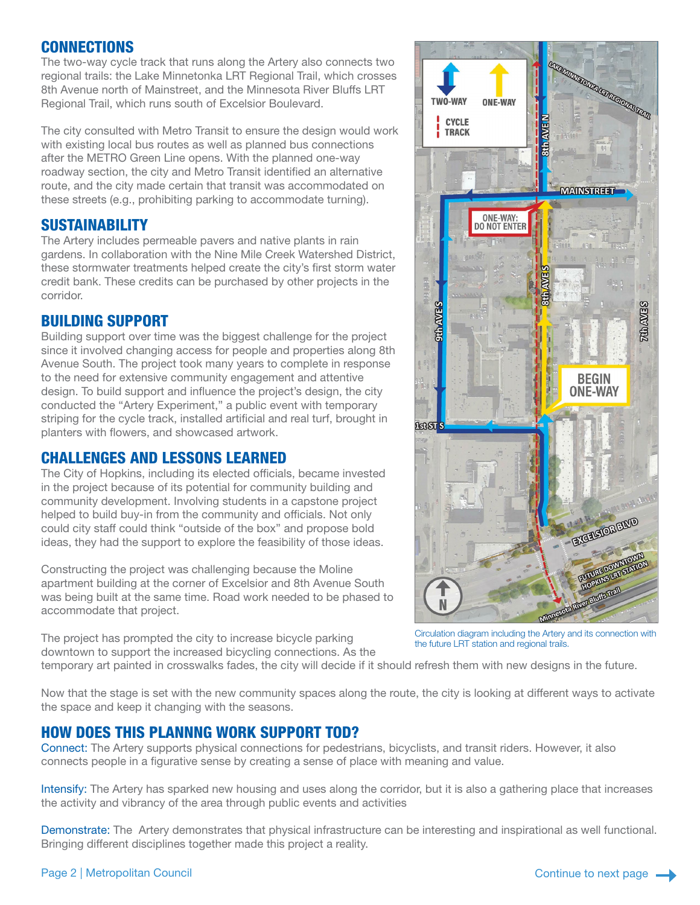## CONNECTIONS

The two-way cycle track that runs along the Artery also connects two regional trails: the Lake Minnetonka LRT Regional Trail, which crosses 8th Avenue north of Mainstreet, and the Minnesota River Bluffs LRT Regional Trail, which runs south of Excelsior Boulevard.

The city consulted with Metro Transit to ensure the design would work with existing local bus routes as well as planned bus connections after the METRO Green Line opens. With the planned one-way roadway section, the city and Metro Transit identified an alternative route, and the city made certain that transit was accommodated on these streets (e.g., prohibiting parking to accommodate turning).

## SUSTAINABILITY

The Artery includes permeable pavers and native plants in rain gardens. In collaboration with the Nine Mile Creek Watershed District, these stormwater treatments helped create the city's first storm water credit bank. These credits can be purchased by other projects in the corridor.

## BUILDING SUPPORT

Building support over time was the biggest challenge for the project since it involved changing access for people and properties along 8th Avenue South. The project took many years to complete in response to the need for extensive community engagement and attentive design. To build support and influence the project's design, the city conducted the "Artery Experiment," a public event with temporary striping for the cycle track, installed artificial and real turf, brought in planters with flowers, and showcased artwork.

## CHALLENGES AND LESSONS LEARNED

The City of Hopkins, including its elected officials, became invested in the project because of its potential for community building and community development. Involving students in a capstone project helped to build buy-in from the community and officials. Not only could city staff could think "outside of the box" and propose bold ideas, they had the support to explore the feasibility of those ideas.

Constructing the project was challenging because the Moline apartment building at the corner of Excelsior and 8th Avenue South was being built at the same time. Road work needed to be phased to accommodate that project.

The project has prompted the city to increase bicycle parking downtown to support the increased bicycling connections. As the temporary art painted in crosswalks fades, the city will decide if it should refresh them with new designs in the future.

Now that the stage is set with the new community spaces along the route, the city is looking at different ways to activate the space and keep it changing with the seasons.

Circulation diagram including the Artery and its connection with the future LRT station and regional trails.

## HOW DOES THIS PLANNNG WORK SUPPORT TOD?

Connect: The Artery supports physical connections for pedestrians, bicyclists, and transit riders. However, it also connects people in a figurative sense by creating a sense of place with meaning and value.

Intensify: The Artery has sparked new housing and uses along the corridor, but it is also a gathering place that increases the activity and vibrancy of the area through public events and activities

Demonstrate: The Artery demonstrates that physical infrastructure can be interesting and inspirational as well functional. Bringing different disciplines together made this project a reality.

Continue to next page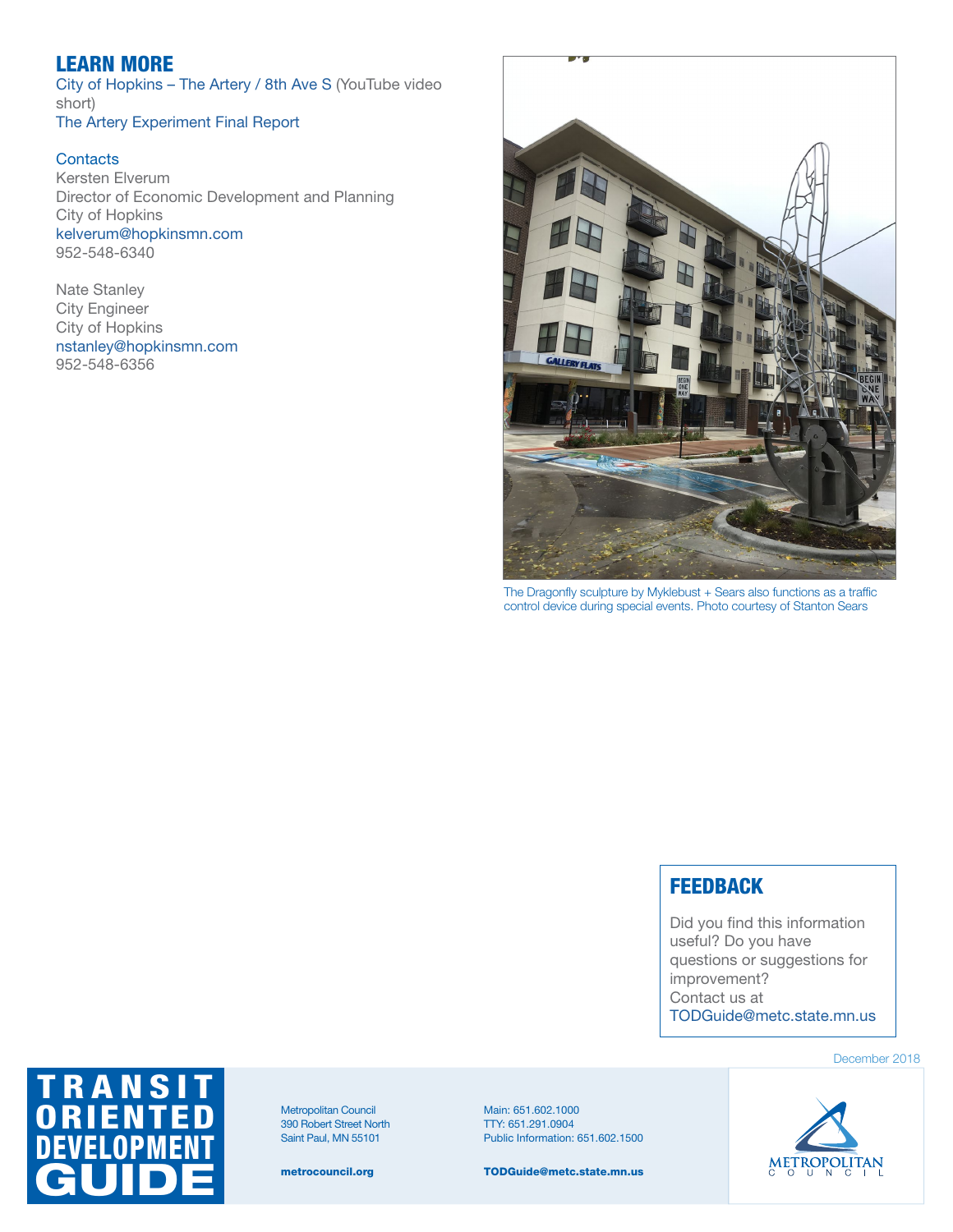## LEARN MORE

City of Hopkins – The Artery / 8th Ave S (YouTube video short)

The Artery Experiment Final Report

### Contacts

Kersten Elverum
Director of Economic Development and Planning
City of Hopkins
kelverum@hopkinsmn.com
952-548-6340

Nate Stanley
City Engineer
City of Hopkins
nstanley@hopkinsmn.com
952-548-6356

The Dragonfly sculpture by Myklebust + Sears also functions as a traffic control device during special events. Photo courtesy of Stanton Sears

## FEEDBACK

Did you find this information useful? Do you have questions or suggestions for improvement?
Contact us at TODGuide@metc.state.mn.us

December 2018

TRANSIT ORIENTED DEVELOPMENT GUIDE

Metropolitan Council
390 Robert Street North
Saint Paul, MN 55101

**metrocouncil.org**

Main: 651.602.1000
TTY: 651.291.0904
Public Information: 651.602.1500

**TODGuide@metc.state.mn.us**

METROPOLITAN COUNCIL